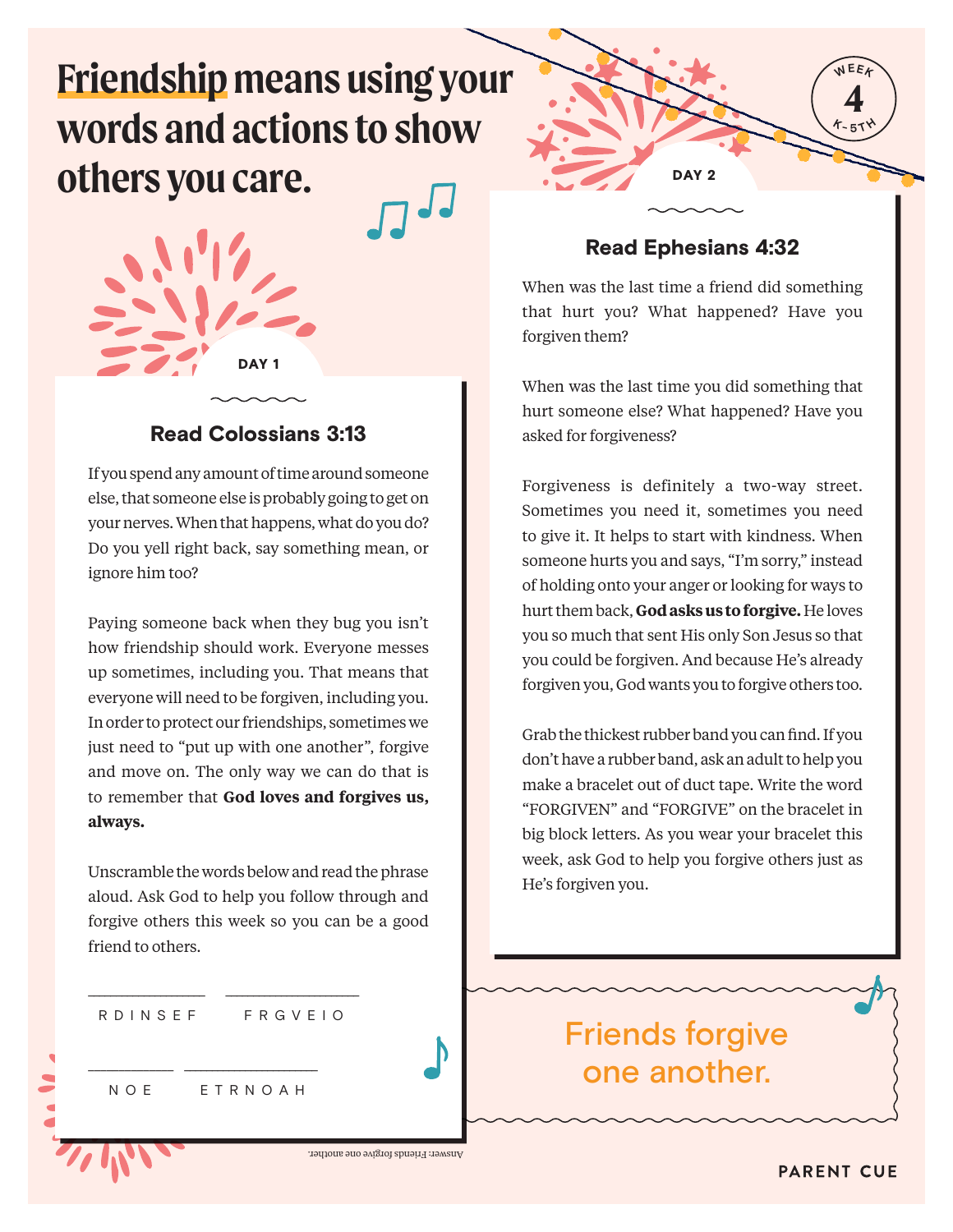# Friendship means using your words and actions to show others you care.

WEEK 4 K-5TH

## DAY 1

### Read Colossians 3:13

If you spend any amount of time around someone else, that someone else is probably going to get on your nerves. When that happens, what do you do? Do you yell right back, say something mean, or ignore him too?

Paying someone back when they bug you isn't how friendship should work. Everyone messes up sometimes, including you. That means that everyone will need to be forgiven, including you. In order to protect our friendships, sometimes we just need to "put up with one another", forgive and move on. The only way we can do that is to remember that **God loves and forgives us, always.**

Unscramble the words below and read the phrase aloud. Ask God to help you follow through and forgive others this week so you can be a good friend to others.

_____________ _______________

R D I N S E F     F R G V E I O

__________ _______________

N O E     E T R N O A H

Answer: Friends forgive one another.

## DAY 2

### Read Ephesians 4:32

When was the last time a friend did something that hurt you? What happened? Have you forgiven them?

When was the last time you did something that hurt someone else? What happened? Have you asked for forgiveness?

Forgiveness is definitely a two-way street. Sometimes you need it, sometimes you need to give it. It helps to start with kindness. When someone hurts you and says, "I'm sorry," instead of holding onto your anger or looking for ways to hurt them back, **God asks us to forgive.** He loves you so much that sent His only Son Jesus so that you could be forgiven. And because He's already forgiven you, God wants you to forgive others too.

Grab the thickest rubber band you can find. If you don't have a rubber band, ask an adult to help you make a bracelet out of duct tape. Write the word "FORGIVEN" and "FORGIVE" on the bracelet in big block letters. As you wear your bracelet this week, ask God to help you forgive others just as He's forgiven you.

Friends forgive one another.

PARENT CUE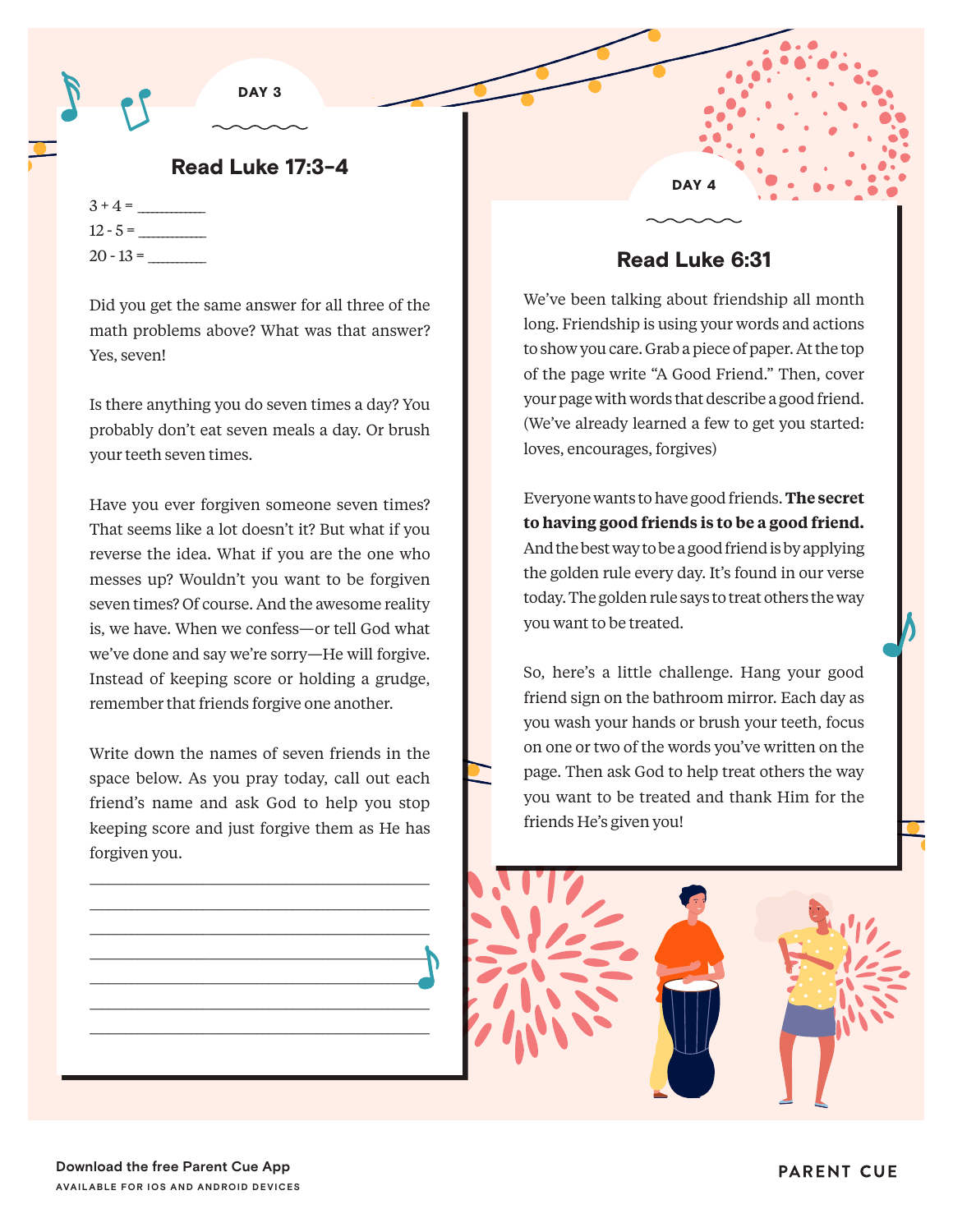DAY 3

## Read Luke 17:3-4

3 + 4 = ________
12 - 5 = ________
20 - 13 = ________

Did you get the same answer for all three of the math problems above? What was that answer? Yes, seven!

Is there anything you do seven times a day? You probably don't eat seven meals a day. Or brush your teeth seven times.

Have you ever forgiven someone seven times? That seems like a lot doesn't it? But what if you reverse the idea. What if you are the one who messes up? Wouldn't you want to be forgiven seven times? Of course. And the awesome reality is, we have. When we confess—or tell God what we've done and say we're sorry—He will forgive. Instead of keeping score or holding a grudge, remember that friends forgive one another.

Write down the names of seven friends in the space below. As you pray today, call out each friend's name and ask God to help you stop keeping score and just forgive them as He has forgiven you.

_______________________________________

_______________________________________

_______________________________________

_______________________________________

_______________________________________

_______________________________________

_______________________________________

DAY 4

## Read Luke 6:31

We've been talking about friendship all month long. Friendship is using your words and actions to show you care. Grab a piece of paper. At the top of the page write "A Good Friend." Then, cover your page with words that describe a good friend. (We've already learned a few to get you started: loves, encourages, forgives)

Everyone wants to have good friends. **The secret to having good friends is to be a good friend.** And the best way to be a good friend is by applying the golden rule every day. It's found in our verse today. The golden rule says to treat others the way you want to be treated.

So, here's a little challenge. Hang your good friend sign on the bathroom mirror. Each day as you wash your hands or brush your teeth, focus on one or two of the words you've written on the page. Then ask God to help treat others the way you want to be treated and thank Him for the friends He's given you!

Download the free Parent Cue App
AVAILABLE FOR IOS AND ANDROID DEVICES

PARENT CUE